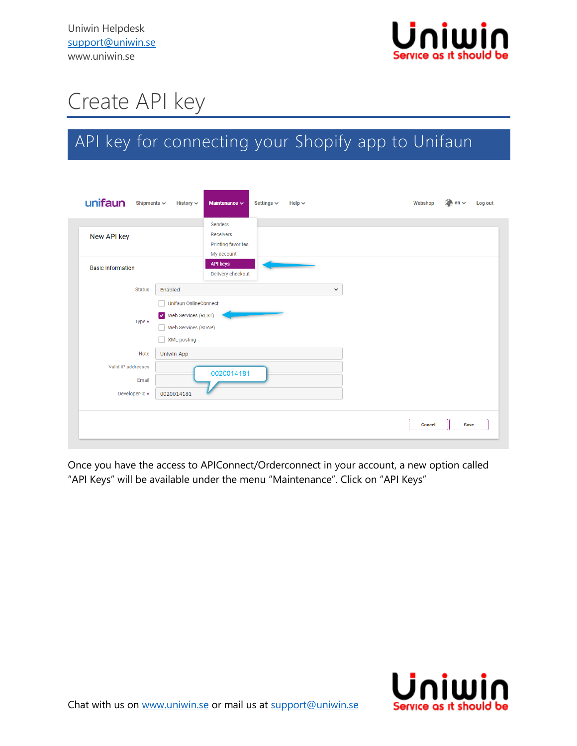Uniwin Helpdesk
support@uniwin.se
www.uniwin.se

# Create API key

## API key for connecting your Shopify app to Unifaun

unifaun Shipments History Maintenance Settings Help Webshop en Log out

Senders
Receivers
Printing favorites
My account
API keys
Delivery checkout

New API key

Basic information

Status: Enabled

Type *:
- [ ] Unifaun OnlineConnect
- [x] Web Services (REST)
- [ ] Web Services (SOAP)
- [ ] XML-posting

Note: Uniwin App

Valid IP addresses

Email

Developer-Id *: 0020014181

0020014181

Cancel Save

Once you have the access to APIConnect/Orderconnect in your account, a new option called "API Keys" will be available under the menu "Maintenance". Click on "API Keys"

Chat with us on www.uniwin.se or mail us at support@uniwin.se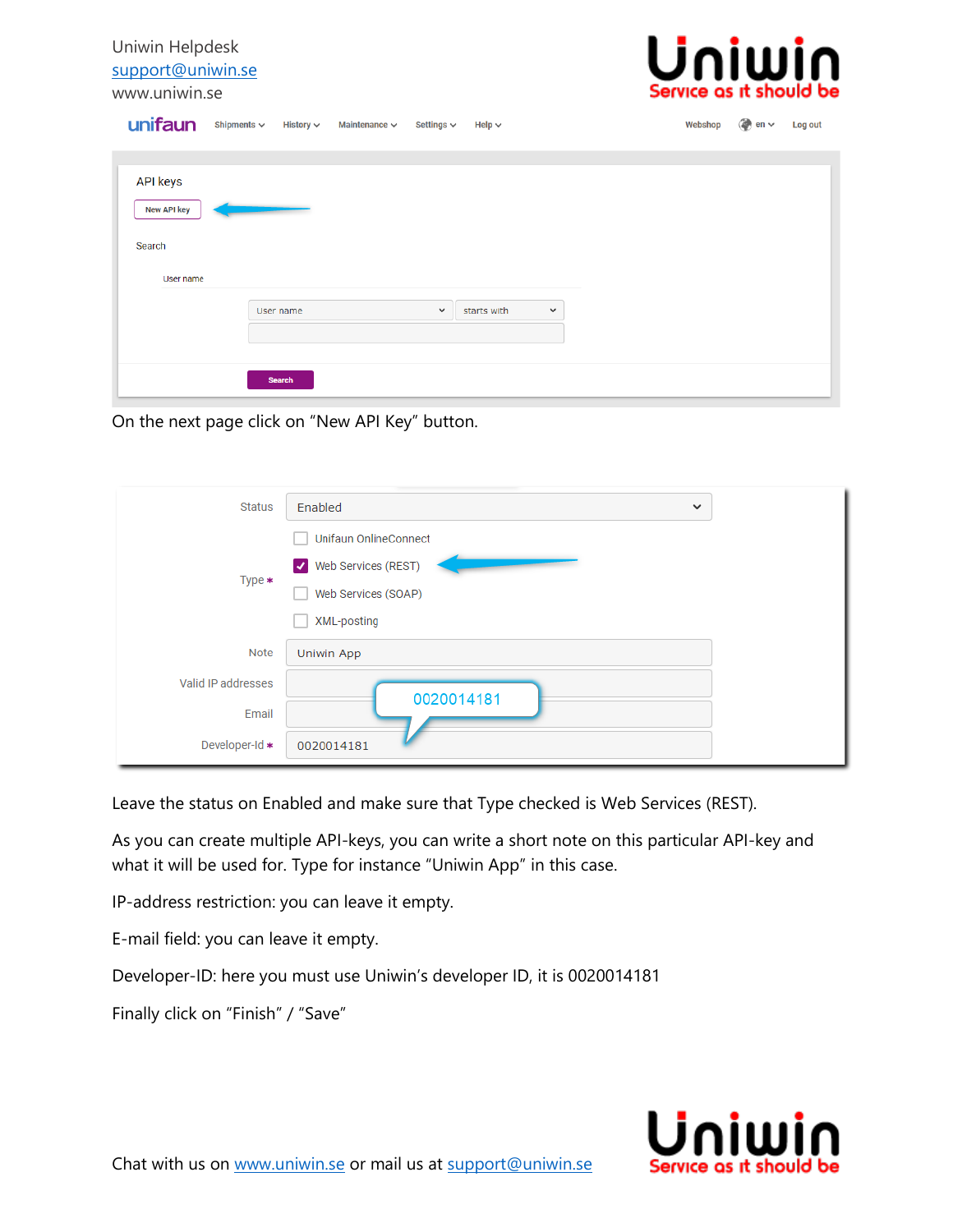On the next page click on "New API Key" button.

Leave the status on Enabled and make sure that Type checked is Web Services (REST).

As you can create multiple API-keys, you can write a short note on this particular API-key and what it will be used for. Type for instance "Uniwin App" in this case.

IP-address restriction: you can leave it empty.

E-mail field: you can leave it empty.

Developer-ID: here you must use Uniwin's developer ID, it is 0020014181

Finally click on "Finish" / "Save"

Chat with us on [www.uniwin.se](http://www.uniwin.se) or mail us at [support@uniwin.se](mailto:support@uniwin.se)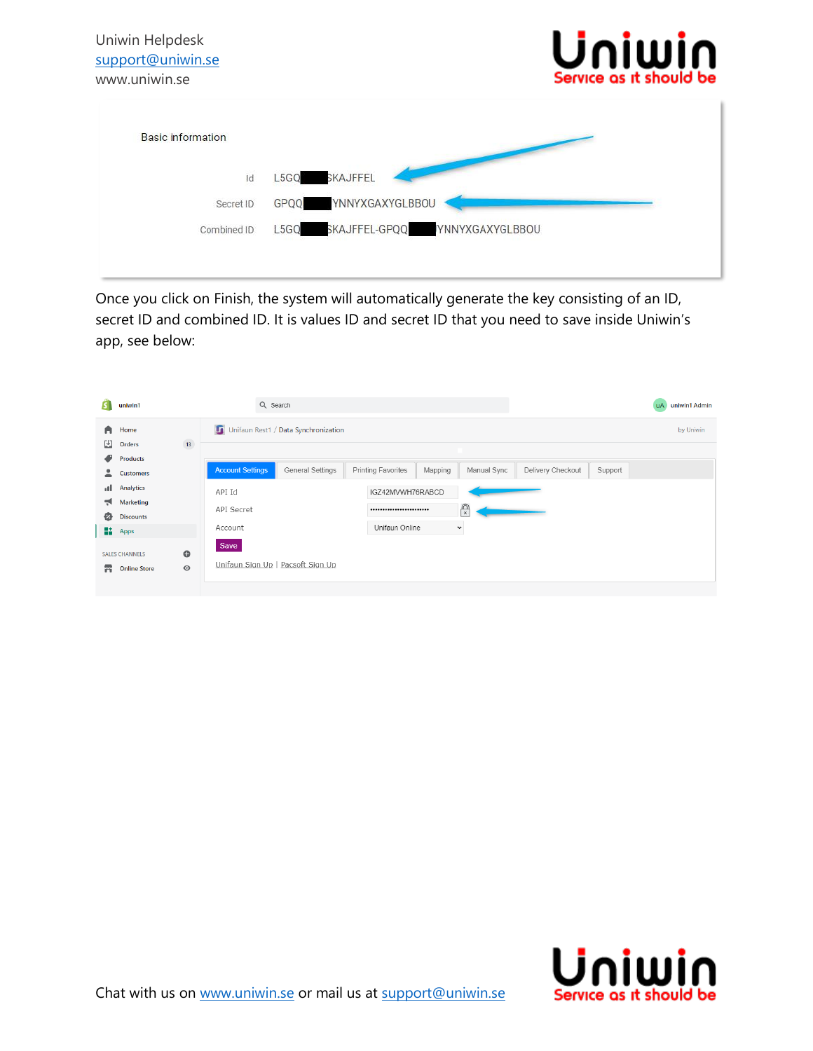Basic information

Id L5GQ█SKAJFFEL

Secret ID GPQQ█YNNYXGAXYGLBBOU

Combined ID L5GQ█SKAJFFEL-GPQQ█YNNYXGAXYGLBBOU

Once you click on Finish, the system will automatically generate the key consisting of an ID, secret ID and combined ID. It is values ID and secret ID that you need to save inside Uniwin's app, see below:

Unifaun Rest1 / Data Synchronization

Account Settings | General Settings | Printing Favorites | Mapping | Manual Sync | Delivery Checkout | Support

API Id IGZ42MVWH76RABCD

API Secret ••••••••••••••••••••••••

Account Unifaun Online

Save

Unifaun Sign Up | Pacsoft Sign Up

Chat with us on [www.uniwin.se](http://www.uniwin.se) or mail us at [support@uniwin.se](mailto:support@uniwin.se)